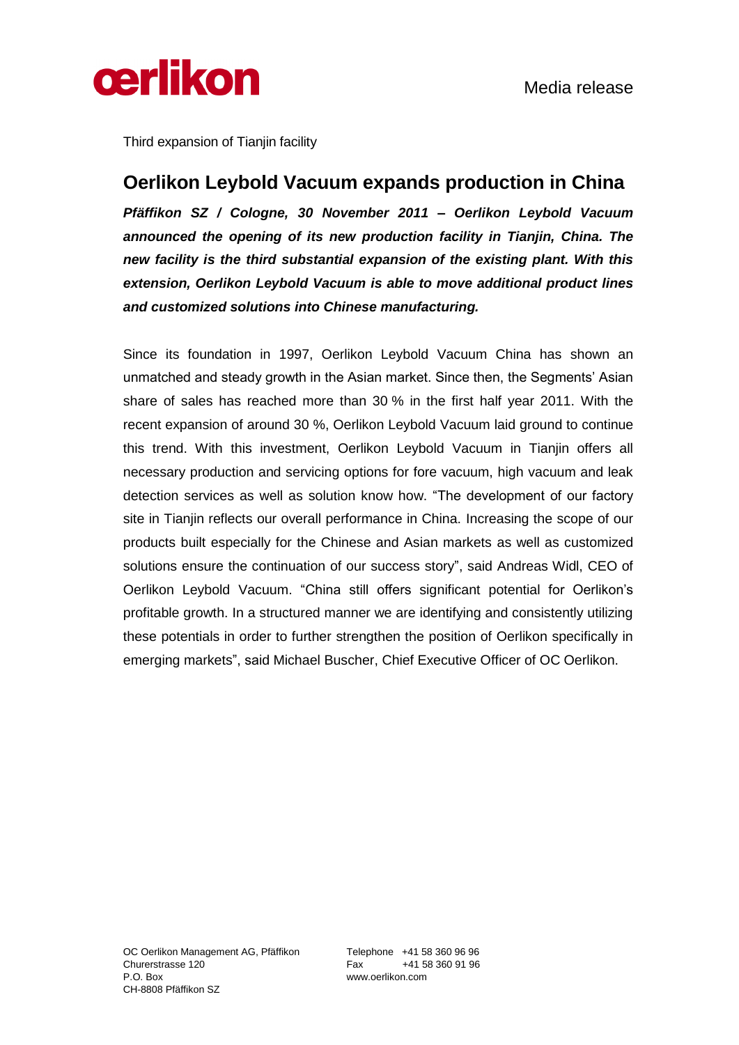Media release

Third expansion of Tianjin facility

# Oerlikon Leybold Vacuum expands production in China

***Pfäffikon SZ / Cologne, 30 November 2011 – Oerlikon Leybold Vacuum announced the opening of its new production facility in Tianjin, China. The new facility is the third substantial expansion of the existing plant. With this extension, Oerlikon Leybold Vacuum is able to move additional product lines and customized solutions into Chinese manufacturing.***

Since its foundation in 1997, Oerlikon Leybold Vacuum China has shown an unmatched and steady growth in the Asian market. Since then, the Segments' Asian share of sales has reached more than 30 % in the first half year 2011. With the recent expansion of around 30 %, Oerlikon Leybold Vacuum laid ground to continue this trend. With this investment, Oerlikon Leybold Vacuum in Tianjin offers all necessary production and servicing options for fore vacuum, high vacuum and leak detection services as well as solution know how. "The development of our factory site in Tianjin reflects our overall performance in China. Increasing the scope of our products built especially for the Chinese and Asian markets as well as customized solutions ensure the continuation of our success story", said Andreas Widl, CEO of Oerlikon Leybold Vacuum. "China still offers significant potential for Oerlikon's profitable growth. In a structured manner we are identifying and consistently utilizing these potentials in order to further strengthen the position of Oerlikon specifically in emerging markets", said Michael Buscher, Chief Executive Officer of OC Oerlikon.

OC Oerlikon Management AG, Pfäffikon
Churerstrasse 120
P.O. Box
CH-8808 Pfäffikon SZ

Telephone +41 58 360 96 96
Fax +41 58 360 91 96
www.oerlikon.com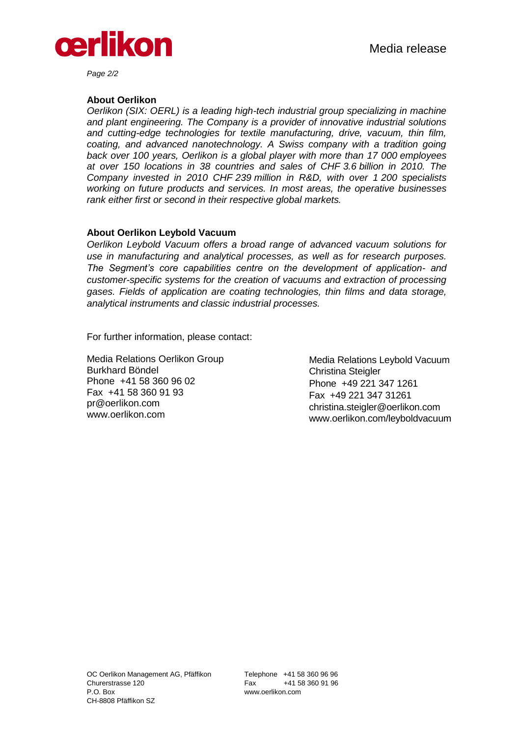## About Oerlikon

*Oerlikon (SIX: OERL) is a leading high-tech industrial group specializing in machine and plant engineering. The Company is a provider of innovative industrial solutions and cutting-edge technologies for textile manufacturing, drive, vacuum, thin film, coating, and advanced nanotechnology. A Swiss company with a tradition going back over 100 years, Oerlikon is a global player with more than 17 000 employees at over 150 locations in 38 countries and sales of CHF 3.6 billion in 2010. The Company invested in 2010 CHF 239 million in R&D, with over 1 200 specialists working on future products and services. In most areas, the operative businesses rank either first or second in their respective global markets.*

## About Oerlikon Leybold Vacuum

*Oerlikon Leybold Vacuum offers a broad range of advanced vacuum solutions for use in manufacturing and analytical processes, as well as for research purposes. The Segment's core capabilities centre on the development of application- and customer-specific systems for the creation of vacuums and extraction of processing gases. Fields of application are coating technologies, thin films and data storage, analytical instruments and classic industrial processes.*

For further information, please contact:

Media Relations Oerlikon Group
Burkhard Böndel
Phone +41 58 360 96 02
Fax +41 58 360 91 93
pr@oerlikon.com
www.oerlikon.com

Media Relations Leybold Vacuum
Christina Steigler
Phone +49 221 347 1261
Fax +49 221 347 31261
christina.steigler@oerlikon.com
www.oerlikon.com/leyboldvacuum

OC Oerlikon Management AG, Pfäffikon
Churerstrasse 120
P.O. Box
CH-8808 Pfäffikon SZ

Telephone +41 58 360 96 96
Fax +41 58 360 91 96
www.oerlikon.com